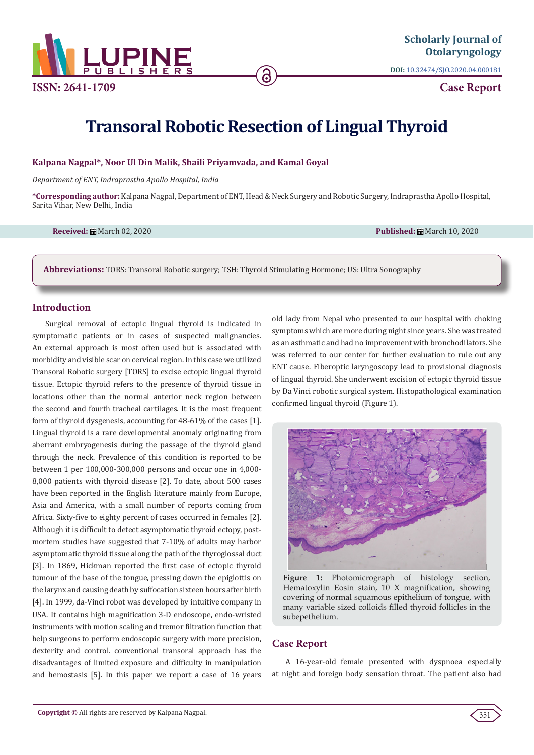# Transoral Robotic Resection of Lingual Thyroid

**Kalpana Nagpal*, Noor Ul Din Malik, Shaili Priyamvada, and Kamal Goyal**

*Department of ENT, Indraprastha Apollo Hospital, India*

***Corresponding author:** Kalpana Nagpal, Department of ENT, Head & Neck Surgery and Robotic Surgery, Indraprastha Apollo Hospital, Sarita Vihar, New Delhi, India

**Received:** March 02, 2020

**Published:** March 10, 2020

**Abbreviations:** TORS: Transoral Robotic surgery; TSH: Thyroid Stimulating Hormone; US: Ultra Sonography

## Introduction

Surgical removal of ectopic lingual thyroid is indicated in symptomatic patients or in cases of suspected malignancies. An external approach is most often used but is associated with morbidity and visible scar on cervical region. In this case we utilized Transoral Robotic surgery [TORS] to excise ectopic lingual thyroid tissue. Ectopic thyroid refers to the presence of thyroid tissue in locations other than the normal anterior neck region between the second and fourth tracheal cartilages. It is the most frequent form of thyroid dysgenesis, accounting for 48-61% of the cases [1]. Lingual thyroid is a rare developmental anomaly originating from aberrant embryogenesis during the passage of the thyroid gland through the neck. Prevalence of this condition is reported to be between 1 per 100,000-300,000 persons and occur one in 4,000-8,000 patients with thyroid disease [2]. To date, about 500 cases have been reported in the English literature mainly from Europe, Asia and America, with a small number of reports coming from Africa. Sixty-five to eighty percent of cases occurred in females [2]. Although it is difficult to detect asymptomatic thyroid ectopy, post-mortem studies have suggested that 7-10% of adults may harbor asymptomatic thyroid tissue along the path of the thyroglossal duct [3]. In 1869, Hickman reported the first case of ectopic thyroid tumour of the base of the tongue, pressing down the epiglottis on the larynx and causing death by suffocation sixteen hours after birth [4]. In 1999, da-Vinci robot was developed by intuitive company in USA. It contains high magnification 3-D endoscope, endo-wristed instruments with motion scaling and tremor filtration function that help surgeons to perform endoscopic surgery with more precision, dexterity and control. conventional transoral approach has the disadvantages of limited exposure and difficulty in manipulation and hemostasis [5]. In this paper we report a case of 16 years old lady from Nepal who presented to our hospital with choking symptoms which are more during night since years. She was treated as an asthmatic and had no improvement with bronchodilators. She was referred to our center for further evaluation to rule out any ENT cause. Fiberoptic laryngoscopy lead to provisional diagnosis of lingual thyroid. She underwent excision of ectopic thyroid tissue by Da Vinci robotic surgical system. Histopathological examination confirmed lingual thyroid (Figure 1).

**Figure 1:** Photomicrograph of histology section, Hematoxylin Eosin stain, 10 X magnification, showing covering of normal squamous epithelium of tongue, with many variable sized colloids filled thyroid follicles in the subepethelium.

## Case Report

A 16-year-old female presented with dyspnoea especially at night and foreign body sensation throat. The patient also had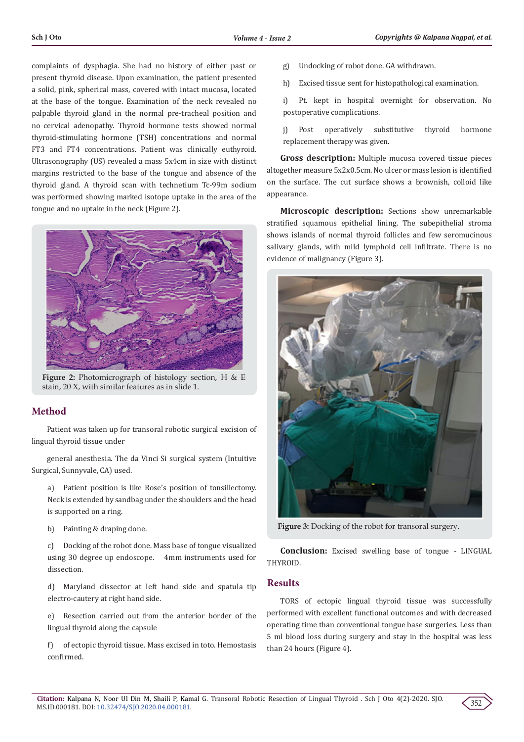complaints of dysphagia. She had no history of either past or present thyroid disease. Upon examination, the patient presented a solid, pink, spherical mass, covered with intact mucosa, located at the base of the tongue. Examination of the neck revealed no palpable thyroid gland in the normal pre-tracheal position and no cervical adenopathy. Thyroid hormone tests showed normal thyroid-stimulating hormone (TSH) concentrations and normal FT3 and FT4 concentrations. Patient was clinically euthyroid. Ultrasonography (US) revealed a mass 5x4cm in size with distinct margins restricted to the base of the tongue and absence of the thyroid gland. A thyroid scan with technetium Tc-99m sodium was performed showing marked isotope uptake in the area of the tongue and no uptake in the neck (Figure 2).

**Figure 2:** Photomicrograph of histology section, H & E stain, 20 X, with similar features as in slide 1.

## Method

Patient was taken up for transoral robotic surgical excision of lingual thyroid tissue under

general anesthesia. The da Vinci Si surgical system (Intuitive Surgical, Sunnyvale, CA) used.

a) Patient position is like Rose's position of tonsillectomy. Neck is extended by sandbag under the shoulders and the head is supported on a ring.

b) Painting & draping done.

c) Docking of the robot done. Mass base of tongue visualized using 30 degree up endoscope. 4mm instruments used for dissection.

d) Maryland dissector at left hand side and spatula tip electro-cautery at right hand side.

e) Resection carried out from the anterior border of the lingual thyroid along the capsule

f) of ectopic thyroid tissue. Mass excised in toto. Hemostasis confirmed.

g) Undocking of robot done. GA withdrawn.

h) Excised tissue sent for histopathological examination.

i) Pt. kept in hospital overnight for observation. No postoperative complications.

j) Post operatively substitutive thyroid hormone replacement therapy was given.

**Gross description:** Multiple mucosa covered tissue pieces altogether measure 5x2x0.5cm. No ulcer or mass lesion is identified on the surface. The cut surface shows a brownish, colloid like appearance.

**Microscopic description:** Sections show unremarkable stratified squamous epithelial lining. The subepithelial stroma shows islands of normal thyroid follicles and few seromucinous salivary glands, with mild lymphoid cell infiltrate. There is no evidence of malignancy (Figure 3).

**Figure 3:** Docking of the robot for transoral surgery.

**Conclusion:** Excised swelling base of tongue - LINGUAL THYROID.

## Results

TORS of ectopic lingual thyroid tissue was successfully performed with excellent functional outcomes and with decreased operating time than conventional tongue base surgeries. Less than 5 ml blood loss during surgery and stay in the hospital was less than 24 hours (Figure 4).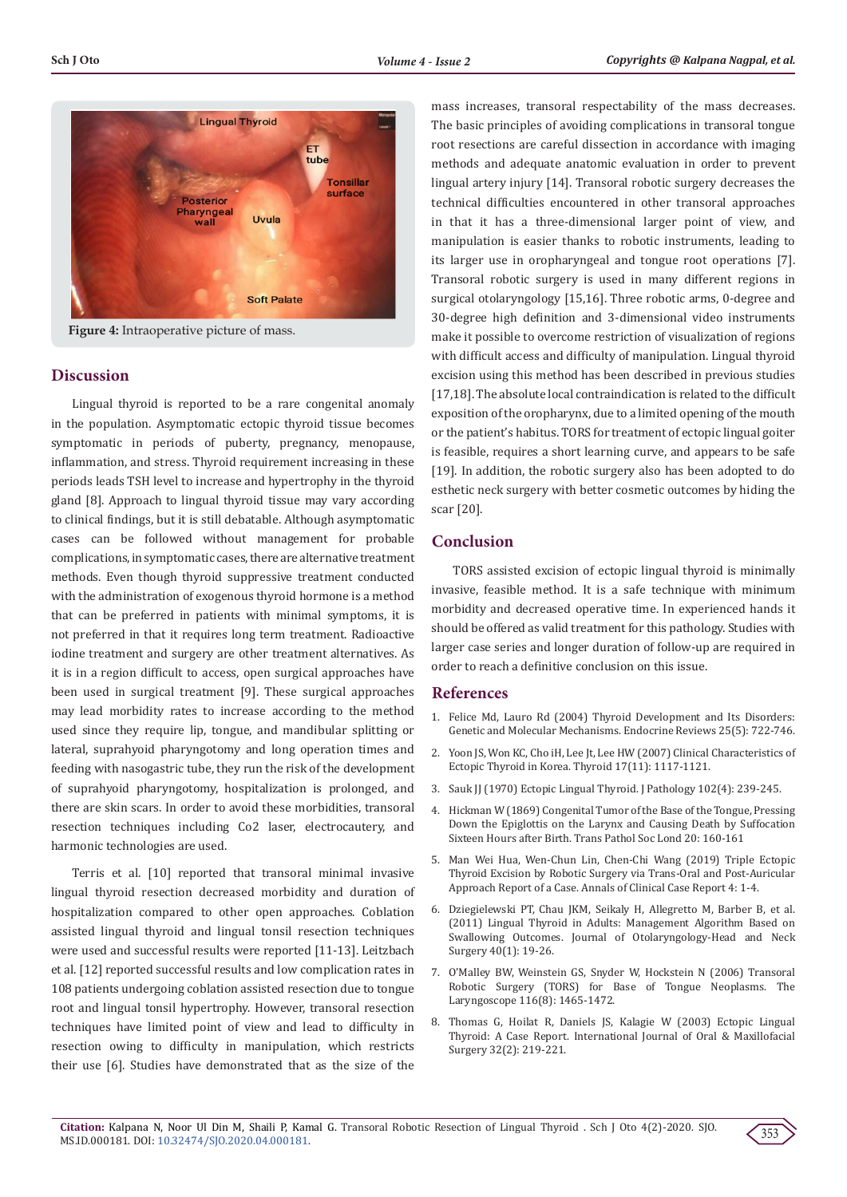Figure 4: Intraoperative picture of mass.

## Discussion

Lingual thyroid is reported to be a rare congenital anomaly in the population. Asymptomatic ectopic thyroid tissue becomes symptomatic in periods of puberty, pregnancy, menopause, inflammation, and stress. Thyroid requirement increasing in these periods leads TSH level to increase and hypertrophy in the thyroid gland [8]. Approach to lingual thyroid tissue may vary according to clinical findings, but it is still debatable. Although asymptomatic cases can be followed without management for probable complications, in symptomatic cases, there are alternative treatment methods. Even though thyroid suppressive treatment conducted with the administration of exogenous thyroid hormone is a method that can be preferred in patients with minimal symptoms, it is not preferred in that it requires long term treatment. Radioactive iodine treatment and surgery are other treatment alternatives. As it is in a region difficult to access, open surgical approaches have been used in surgical treatment [9]. These surgical approaches may lead morbidity rates to increase according to the method used since they require lip, tongue, and mandibular splitting or lateral, suprahyoid pharyngotomy and long operation times and feeding with nasogastric tube, they run the risk of the development of suprahyoid pharyngotomy, hospitalization is prolonged, and there are skin scars. In order to avoid these morbidities, transoral resection techniques including Co2 laser, electrocautery, and harmonic technologies are used.

Terris et al. [10] reported that transoral minimal invasive lingual thyroid resection decreased morbidity and duration of hospitalization compared to other open approaches. Coblation assisted lingual thyroid and lingual tonsil resection techniques were used and successful results were reported [11-13]. Leitzbach et al. [12] reported successful results and low complication rates in 108 patients undergoing coblation assisted resection due to tongue root and lingual tonsil hypertrophy. However, transoral resection techniques have limited point of view and lead to difficulty in resection owing to difficulty in manipulation, which restricts their use [6]. Studies have demonstrated that as the size of the mass increases, transoral respectability of the mass decreases. The basic principles of avoiding complications in transoral tongue root resections are careful dissection in accordance with imaging methods and adequate anatomic evaluation in order to prevent lingual artery injury [14]. Transoral robotic surgery decreases the technical difficulties encountered in other transoral approaches in that it has a three-dimensional larger point of view, and manipulation is easier thanks to robotic instruments, leading to its larger use in oropharyngeal and tongue root operations [7]. Transoral robotic surgery is used in many different regions in surgical otolaryngology [15,16]. Three robotic arms, 0-degree and 30-degree high definition and 3-dimensional video instruments make it possible to overcome restriction of visualization of regions with difficult access and difficulty of manipulation. Lingual thyroid excision using this method has been described in previous studies [17,18]. The absolute local contraindication is related to the difficult exposition of the oropharynx, due to a limited opening of the mouth or the patient's habitus. TORS for treatment of ectopic lingual goiter is feasible, requires a short learning curve, and appears to be safe [19]. In addition, the robotic surgery also has been adopted to do esthetic neck surgery with better cosmetic outcomes by hiding the scar [20].

## Conclusion

TORS assisted excision of ectopic lingual thyroid is minimally invasive, feasible method. It is a safe technique with minimum morbidity and decreased operative time. In experienced hands it should be offered as valid treatment for this pathology. Studies with larger case series and longer duration of follow-up are required in order to reach a definitive conclusion on this issue.

## References

1. Felice Md, Lauro Rd (2004) Thyroid Development and Its Disorders: Genetic and Molecular Mechanisms. Endocrine Reviews 25(5): 722-746.
2. Yoon JS, Won KC, Cho iH, Lee Jt, Lee HW (2007) Clinical Characteristics of Ectopic Thyroid in Korea. Thyroid 17(11): 1117-1121.
3. Sauk JJ (1970) Ectopic Lingual Thyroid. J Pathology 102(4): 239-245.
4. Hickman W (1869) Congenital Tumor of the Base of the Tongue, Pressing Down the Epiglottis on the Larynx and Causing Death by Suffocation Sixteen Hours after Birth. Trans Pathol Soc Lond 20: 160-161
5. Man Wei Hua, Wen-Chun Lin, Chen-Chi Wang (2019) Triple Ectopic Thyroid Excision by Robotic Surgery via Trans-Oral and Post-Auricular Approach Report of a Case. Annals of Clinical Case Report 4: 1-4.
6. Dziegielewski PT, Chau JKM, Seikaly H, Allegretto M, Barber B, et al. (2011) Lingual Thyroid in Adults: Management Algorithm Based on Swallowing Outcomes. Journal of Otolaryngology-Head and Neck Surgery 40(1): 19-26.
7. O'Malley BW, Weinstein GS, Snyder W, Hockstein N (2006) Transoral Robotic Surgery (TORS) for Base of Tongue Neoplasms. The Laryngoscope 116(8): 1465-1472.
8. Thomas G, Hoilat R, Daniels JS, Kalagie W (2003) Ectopic Lingual Thyroid: A Case Report. International Journal of Oral & Maxillofacial Surgery 32(2): 219-221.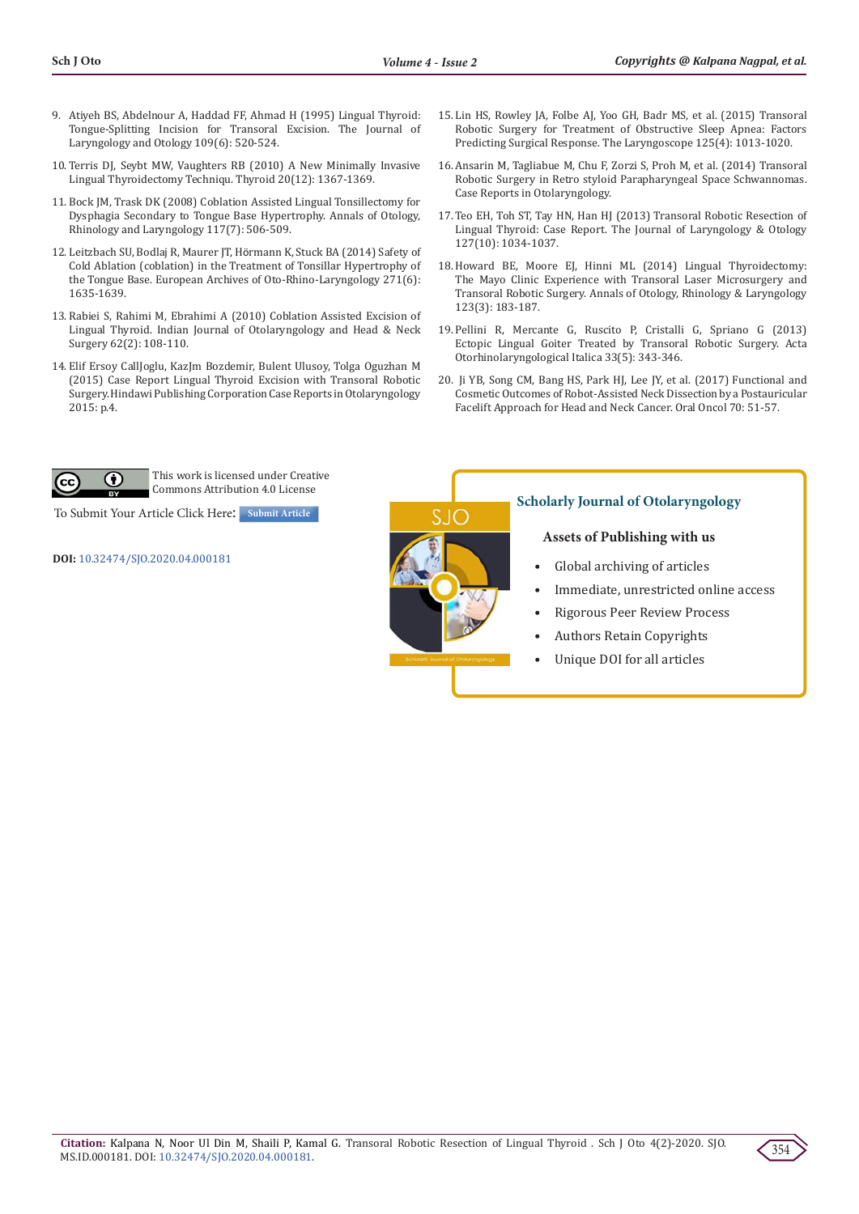9. Atiyeh BS, Abdelnour A, Haddad FF, Ahmad H (1995) Lingual Thyroid: Tongue-Splitting Incision for Transoral Excision. The Journal of Laryngology and Otology 109(6): 520-524.
10. Terris DJ, Seybt MW, Vaughters RB (2010) A New Minimally Invasive Lingual Thyroidectomy Techniqu. Thyroid 20(12): 1367-1369.
11. Bock JM, Trask DK (2008) Coblation Assisted Lingual Tonsillectomy for Dysphagia Secondary to Tongue Base Hypertrophy. Annals of Otology, Rhinology and Laryngology 117(7): 506-509.
12. Leitzbach SU, Bodlaj R, Maurer JT, Hörmann K, Stuck BA (2014) Safety of Cold Ablation (coblation) in the Treatment of Tonsillar Hypertrophy of the Tongue Base. European Archives of Oto-Rhino-Laryngology 271(6): 1635-1639.
13. Rabiei S, Rahimi M, Ebrahimi A (2010) Coblation Assisted Excision of Lingual Thyroid. Indian Journal of Otolaryngology and Head & Neck Surgery 62(2): 108-110.
14. Elif Ersoy CallJoglu, KazJm Bozdemir, Bulent Ulusoy, Tolga Oguzhan M (2015) Case Report Lingual Thyroid Excision with Transoral Robotic Surgery.Hindawi Publishing Corporation Case Reports in Otolaryngology 2015: p.4.
15. Lin HS, Rowley JA, Folbe AJ, Yoo GH, Badr MS, et al. (2015) Transoral Robotic Surgery for Treatment of Obstructive Sleep Apnea: Factors Predicting Surgical Response. The Laryngoscope 125(4): 1013-1020.
16. Ansarin M, Tagliabue M, Chu F, Zorzi S, Proh M, et al. (2014) Transoral Robotic Surgery in Retro styloid Parapharyngeal Space Schwannomas. Case Reports in Otolaryngology.
17. Teo EH, Toh ST, Tay HN, Han HJ (2013) Transoral Robotic Resection of Lingual Thyroid: Case Report. The Journal of Laryngology & Otology 127(10): 1034-1037.
18. Howard BE, Moore EJ, Hinni ML (2014) Lingual Thyroidectomy: The Mayo Clinic Experience with Transoral Laser Microsurgery and Transoral Robotic Surgery. Annals of Otology, Rhinology & Laryngology 123(3): 183-187.
19. Pellini R, Mercante G, Ruscito P, Cristalli G, Spriano G (2013) Ectopic Lingual Goiter Treated by Transoral Robotic Surgery. Acta Otorhinolaryngologica Italica 33(5): 343-346.
20. Ji YB, Song CM, Bang HS, Park HJ, Lee JY, et al. (2017) Functional and Cosmetic Outcomes of Robot-Assisted Neck Dissection by a Postauricular Facelift Approach for Head and Neck Cancer. Oral Oncol 70: 51-57.

This work is licensed under Creative Commons Attribution 4.0 License

To Submit Your Article Click Here: Submit Article

**DOI:** 10.32474/SJO.2020.04.000181

**Scholarly Journal of Otolaryngology**

**Assets of Publishing with us**

- Global archiving of articles
- Immediate, unrestricted online access
- Rigorous Peer Review Process
- Authors Retain Copyrights
- Unique DOI for all articles

**Citation:** Kalpana N, Noor Ul Din M, Shaili P, Kamal G. Transoral Robotic Resection of Lingual Thyroid . Sch J Oto 4(2)-2020. SJO. MS.ID.000181. DOI: 10.32474/SJO.2020.04.000181.